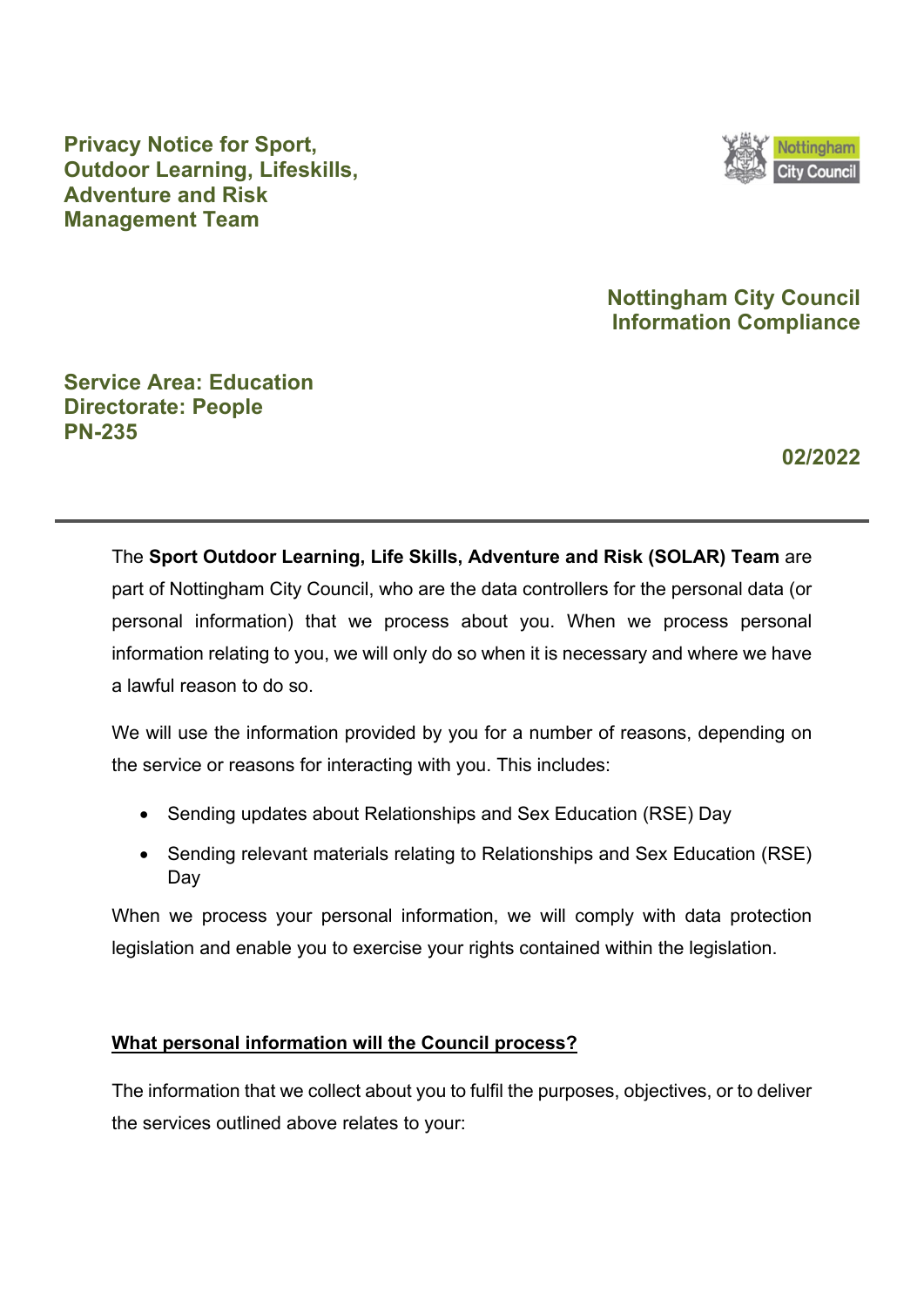# Privacy Notice for Sport, Outdoor Learning, Lifeskills, Adventure and Risk Management Team

**Nottingham City Council Information Compliance**

**Service Area: Education**
**Directorate: People**
**PN-235**

**02/2022**

---

The **Sport Outdoor Learning, Life Skills, Adventure and Risk (SOLAR) Team** are part of Nottingham City Council, who are the data controllers for the personal data (or personal information) that we process about you. When we process personal information relating to you, we will only do so when it is necessary and where we have a lawful reason to do so.

We will use the information provided by you for a number of reasons, depending on the service or reasons for interacting with you. This includes:

- Sending updates about Relationships and Sex Education (RSE) Day
- Sending relevant materials relating to Relationships and Sex Education (RSE) Day

When we process your personal information, we will comply with data protection legislation and enable you to exercise your rights contained within the legislation.

## What personal information will the Council process?

The information that we collect about you to fulfil the purposes, objectives, or to deliver the services outlined above relates to your: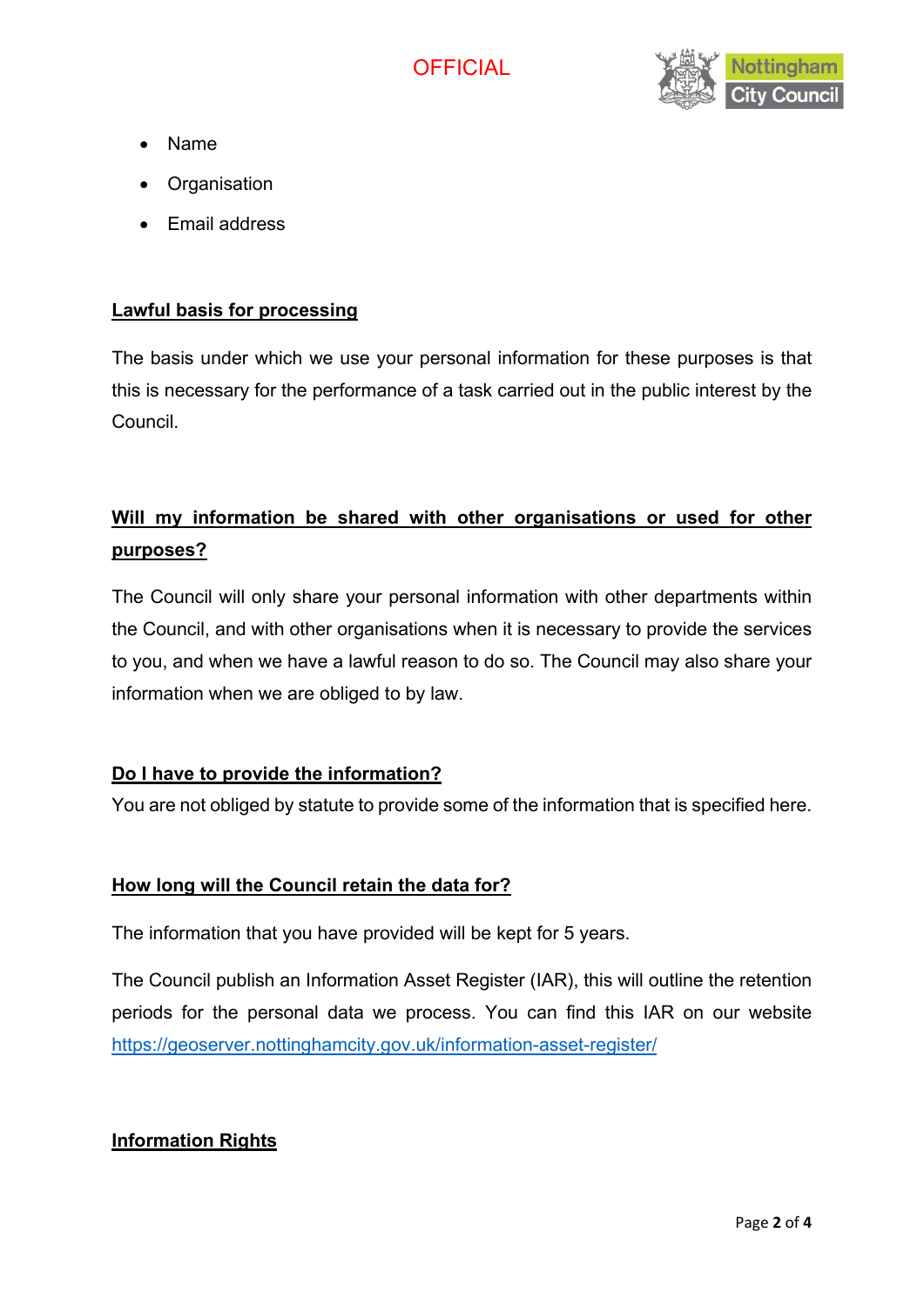- Name
- Organisation
- Email address

## Lawful basis for processing

The basis under which we use your personal information for these purposes is that this is necessary for the performance of a task carried out in the public interest by the Council.

## Will my information be shared with other organisations or used for other purposes?

The Council will only share your personal information with other departments within the Council, and with other organisations when it is necessary to provide the services to you, and when we have a lawful reason to do so. The Council may also share your information when we are obliged to by law.

## Do I have to provide the information?

You are not obliged by statute to provide some of the information that is specified here.

## How long will the Council retain the data for?

The information that you have provided will be kept for 5 years.

The Council publish an Information Asset Register (IAR), this will outline the retention periods for the personal data we process. You can find this IAR on our website [https://geoserver.nottinghamcity.gov.uk/information-asset-register/](https://geoserver.nottinghamcity.gov.uk/information-asset-register/)

## Information Rights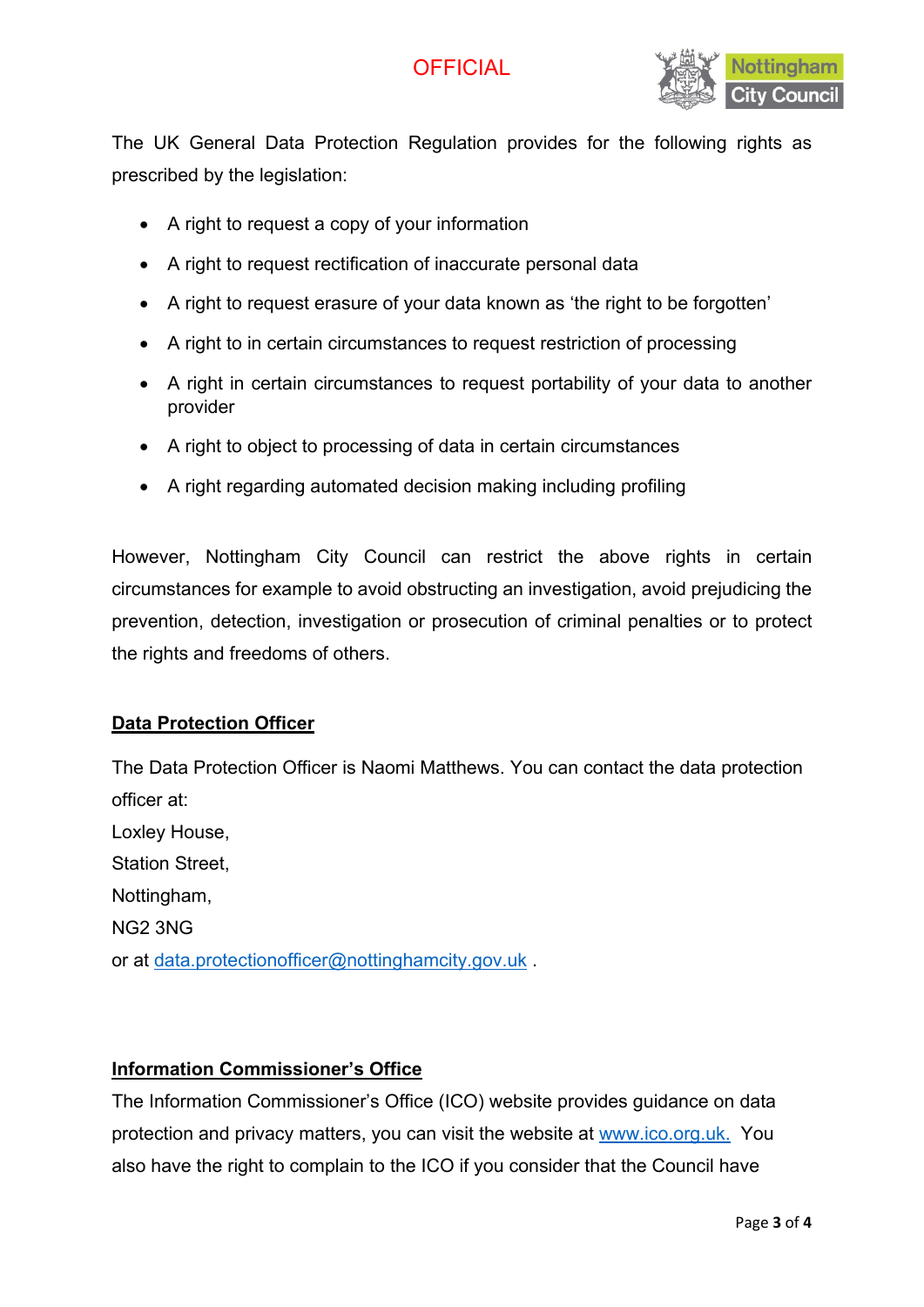The UK General Data Protection Regulation provides for the following rights as prescribed by the legislation:

- A right to request a copy of your information
- A right to request rectification of inaccurate personal data
- A right to request erasure of your data known as 'the right to be forgotten'
- A right to in certain circumstances to request restriction of processing
- A right in certain circumstances to request portability of your data to another provider
- A right to object to processing of data in certain circumstances
- A right regarding automated decision making including profiling

However, Nottingham City Council can restrict the above rights in certain circumstances for example to avoid obstructing an investigation, avoid prejudicing the prevention, detection, investigation or prosecution of criminal penalties or to protect the rights and freedoms of others.

## Data Protection Officer

The Data Protection Officer is Naomi Matthews. You can contact the data protection officer at:

Loxley House,
Station Street,
Nottingham,
NG2 3NG
or at data.protectionofficer@nottinghamcity.gov.uk .

## Information Commissioner's Office

The Information Commissioner's Office (ICO) website provides guidance on data protection and privacy matters, you can visit the website at www.ico.org.uk. You also have the right to complain to the ICO if you consider that the Council have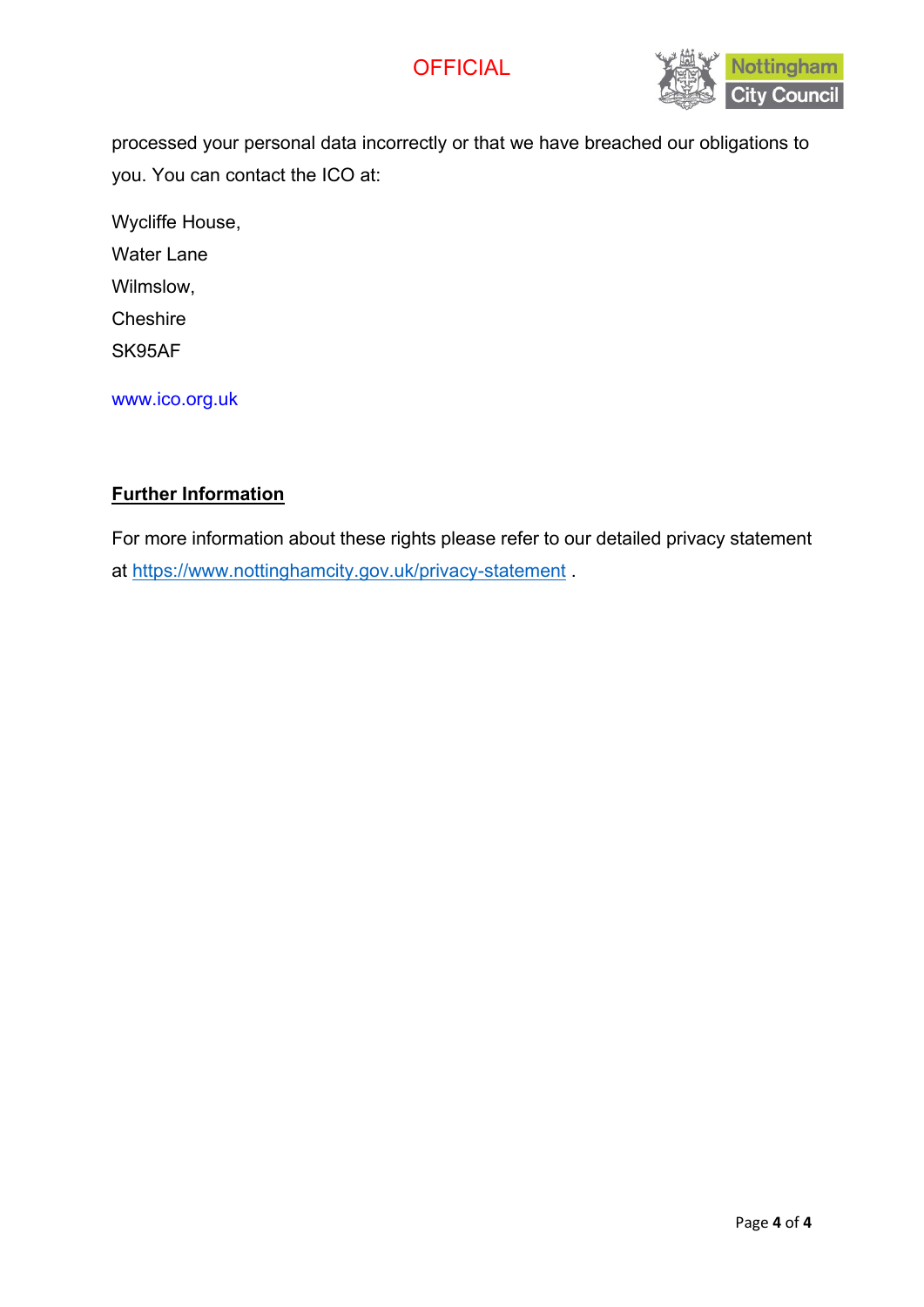processed your personal data incorrectly or that we have breached our obligations to you. You can contact the ICO at:

Wycliffe House,  
Water Lane  
Wilmslow,  
Cheshire  
SK95AF

www.ico.org.uk

## Further Information

For more information about these rights please refer to our detailed privacy statement at https://www.nottinghamcity.gov.uk/privacy-statement .